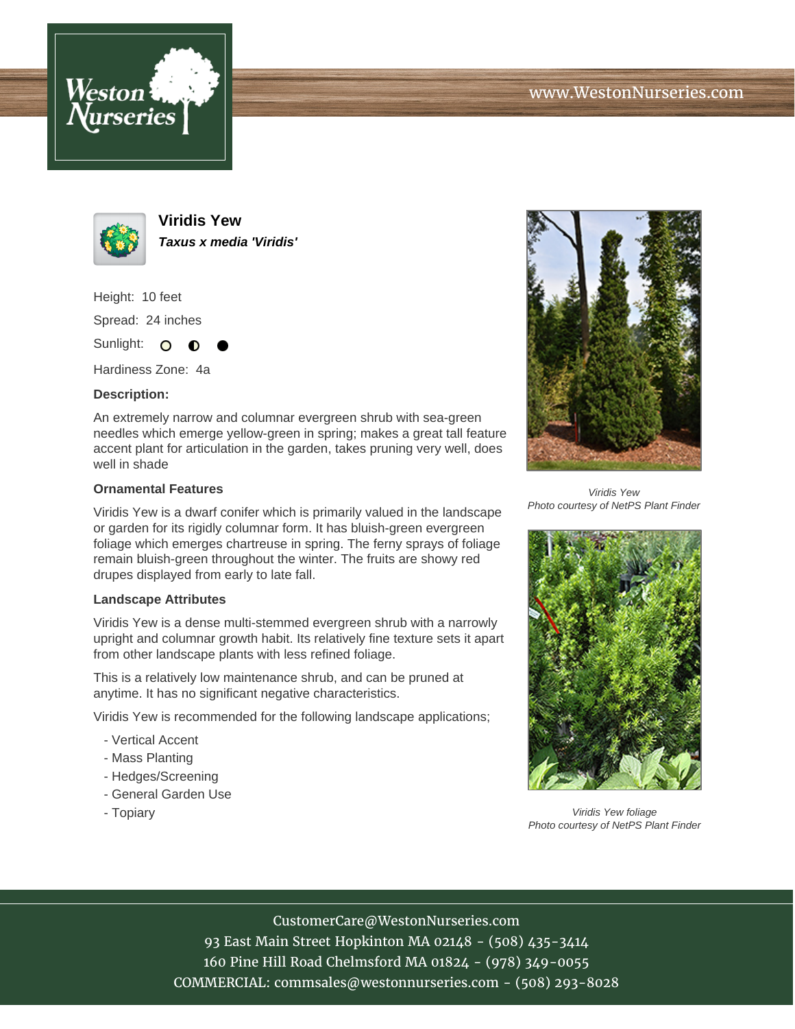# Viridis Yew

***Taxus x media 'Viridis'***

Height: 10 feet

Spread: 24 inches

Sunlight: ○ ◐ ●

Hardiness Zone: 4a

**Description:**

An extremely narrow and columnar evergreen shrub with sea-green needles which emerge yellow-green in spring; makes a great tall feature accent plant for articulation in the garden, takes pruning very well, does well in shade

### Ornamental Features

Viridis Yew is a dwarf conifer which is primarily valued in the landscape or garden for its rigidly columnar form. It has bluish-green evergreen foliage which emerges chartreuse in spring. The ferny sprays of foliage remain bluish-green throughout the winter. The fruits are showy red drupes displayed from early to late fall.

### Landscape Attributes

Viridis Yew is a dense multi-stemmed evergreen shrub with a narrowly upright and columnar growth habit. Its relatively fine texture sets it apart from other landscape plants with less refined foliage.

This is a relatively low maintenance shrub, and can be pruned at anytime. It has no significant negative characteristics.

Viridis Yew is recommended for the following landscape applications;

- Vertical Accent
- Mass Planting
- Hedges/Screening
- General Garden Use
- Topiary

*Viridis Yew*
*Photo courtesy of NetPS Plant Finder*

*Viridis Yew foliage*
*Photo courtesy of NetPS Plant Finder*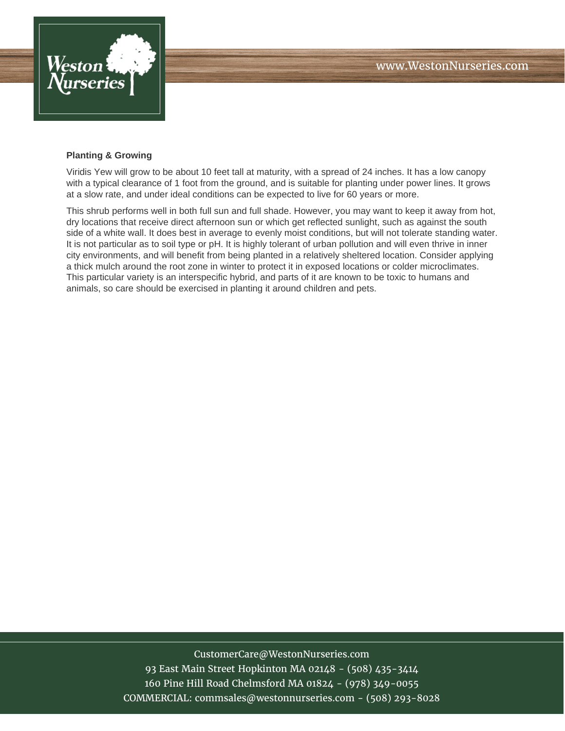**Planting & Growing**

Viridis Yew will grow to be about 10 feet tall at maturity, with a spread of 24 inches. It has a low canopy with a typical clearance of 1 foot from the ground, and is suitable for planting under power lines. It grows at a slow rate, and under ideal conditions can be expected to live for 60 years or more.

This shrub performs well in both full sun and full shade. However, you may want to keep it away from hot, dry locations that receive direct afternoon sun or which get reflected sunlight, such as against the south side of a white wall. It does best in average to evenly moist conditions, but will not tolerate standing water. It is not particular as to soil type or pH. It is highly tolerant of urban pollution and will even thrive in inner city environments, and will benefit from being planted in a relatively sheltered location. Consider applying a thick mulch around the root zone in winter to protect it in exposed locations or colder microclimates. This particular variety is an interspecific hybrid, and parts of it are known to be toxic to humans and animals, so care should be exercised in planting it around children and pets.